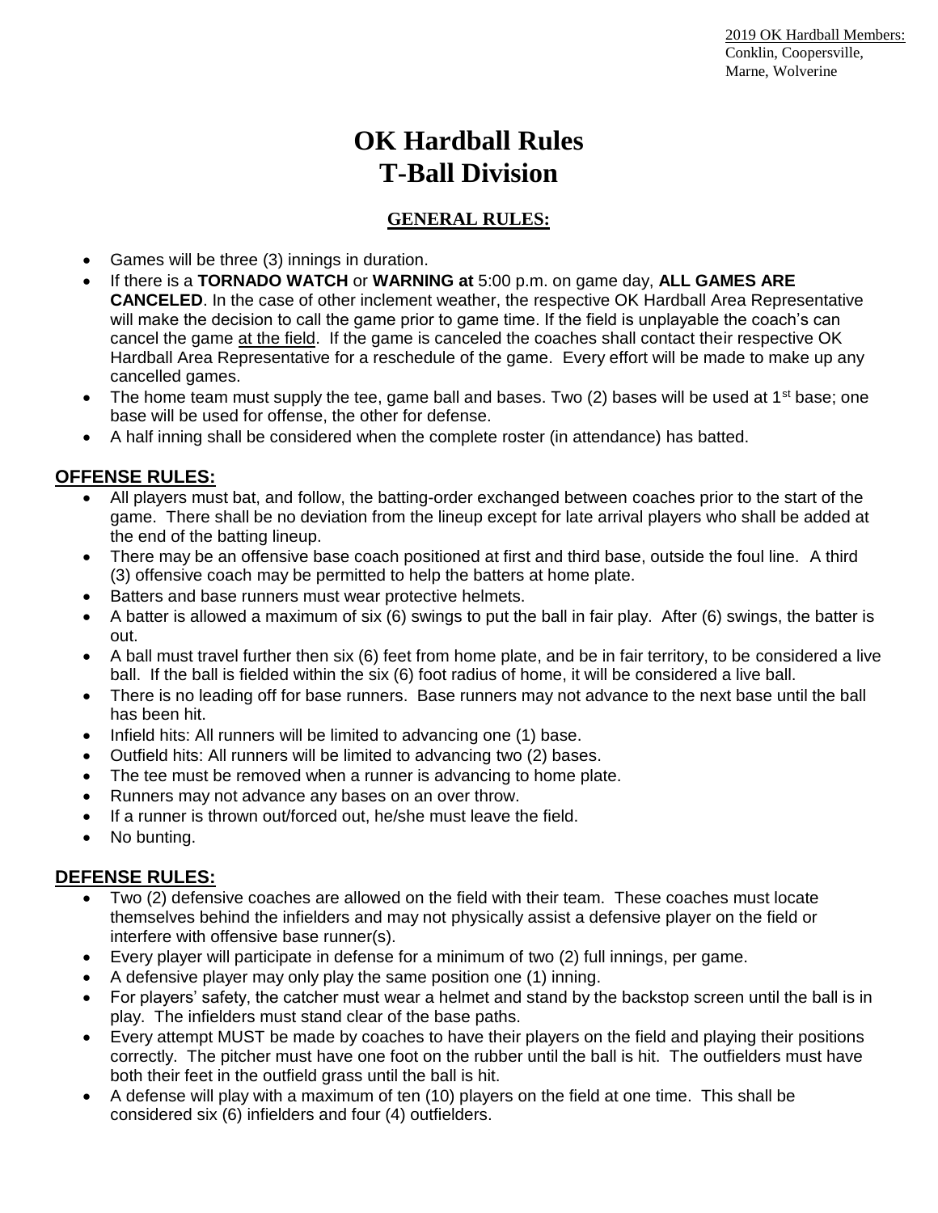2019 OK Hardball Members:
Conklin, Coopersville,
Marne, Wolverine

# OK Hardball Rules
# T-Ball Division

## GENERAL RULES:

- Games will be three (3) innings in duration.
- If there is a **TORNADO WATCH** or **WARNING at** 5:00 p.m. on game day, **ALL GAMES ARE CANCELED**. In the case of other inclement weather, the respective OK Hardball Area Representative will make the decision to call the game prior to game time. If the field is unplayable the coach's can cancel the game at the field. If the game is canceled the coaches shall contact their respective OK Hardball Area Representative for a reschedule of the game. Every effort will be made to make up any cancelled games.
- The home team must supply the tee, game ball and bases. Two (2) bases will be used at 1st base; one base will be used for offense, the other for defense.
- A half inning shall be considered when the complete roster (in attendance) has batted.

## OFFENSE RULES:

- All players must bat, and follow, the batting-order exchanged between coaches prior to the start of the game. There shall be no deviation from the lineup except for late arrival players who shall be added at the end of the batting lineup.
- There may be an offensive base coach positioned at first and third base, outside the foul line. A third (3) offensive coach may be permitted to help the batters at home plate.
- Batters and base runners must wear protective helmets.
- A batter is allowed a maximum of six (6) swings to put the ball in fair play. After (6) swings, the batter is out.
- A ball must travel further then six (6) feet from home plate, and be in fair territory, to be considered a live ball. If the ball is fielded within the six (6) foot radius of home, it will be considered a live ball.
- There is no leading off for base runners. Base runners may not advance to the next base until the ball has been hit.
- Infield hits: All runners will be limited to advancing one (1) base.
- Outfield hits: All runners will be limited to advancing two (2) bases.
- The tee must be removed when a runner is advancing to home plate.
- Runners may not advance any bases on an over throw.
- If a runner is thrown out/forced out, he/she must leave the field.
- No bunting.

## DEFENSE RULES:

- Two (2) defensive coaches are allowed on the field with their team. These coaches must locate themselves behind the infielders and may not physically assist a defensive player on the field or interfere with offensive base runner(s).
- Every player will participate in defense for a minimum of two (2) full innings, per game.
- A defensive player may only play the same position one (1) inning.
- For players' safety, the catcher must wear a helmet and stand by the backstop screen until the ball is in play. The infielders must stand clear of the base paths.
- Every attempt MUST be made by coaches to have their players on the field and playing their positions correctly. The pitcher must have one foot on the rubber until the ball is hit. The outfielders must have both their feet in the outfield grass until the ball is hit.
- A defense will play with a maximum of ten (10) players on the field at one time. This shall be considered six (6) infielders and four (4) outfielders.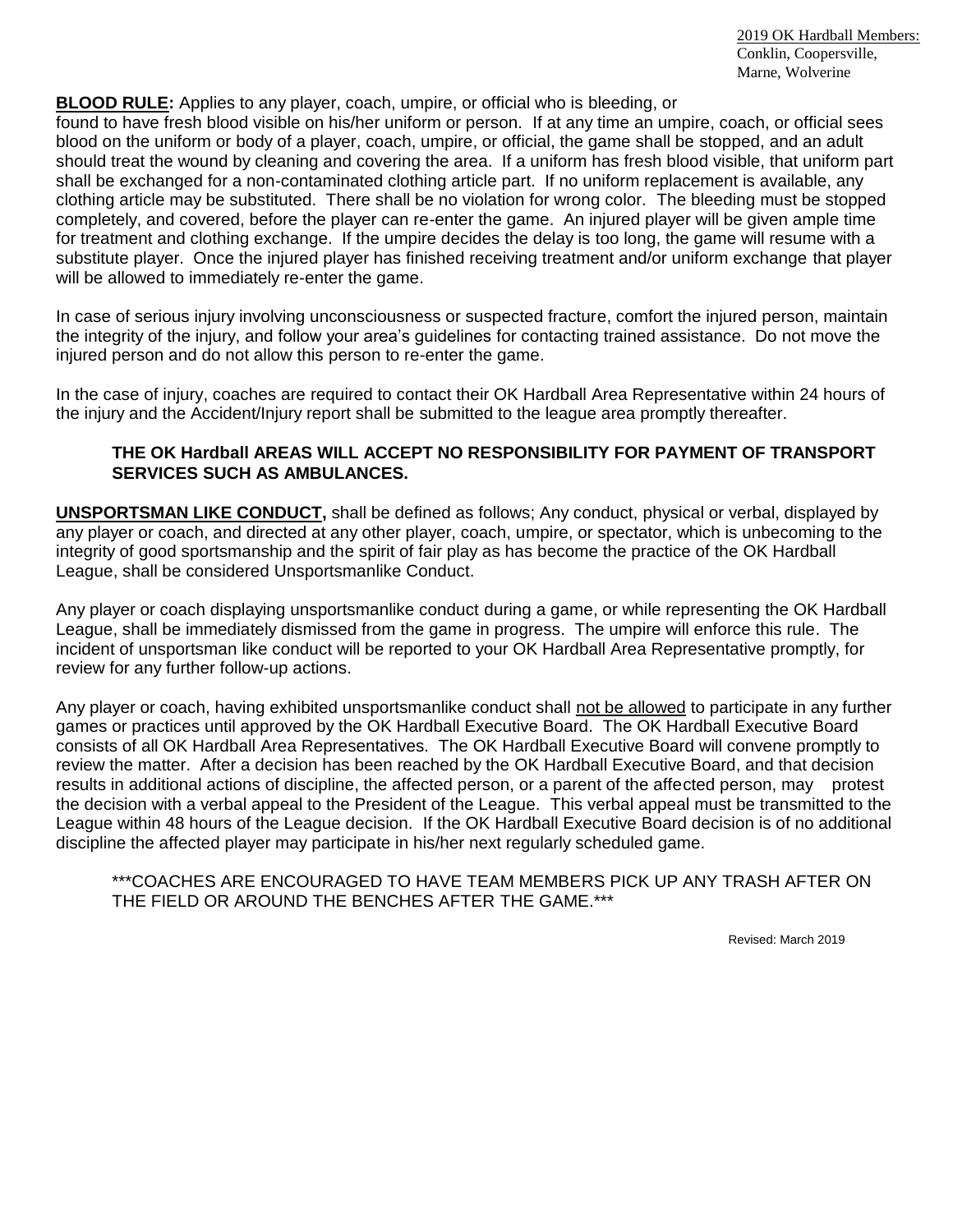2019 OK Hardball Members:
Conklin, Coopersville,
Marne, Wolverine

**BLOOD RULE:** Applies to any player, coach, umpire, or official who is bleeding, or found to have fresh blood visible on his/her uniform or person. If at any time an umpire, coach, or official sees blood on the uniform or body of a player, coach, umpire, or official, the game shall be stopped, and an adult should treat the wound by cleaning and covering the area. If a uniform has fresh blood visible, that uniform part shall be exchanged for a non-contaminated clothing article part. If no uniform replacement is available, any clothing article may be substituted. There shall be no violation for wrong color. The bleeding must be stopped completely, and covered, before the player can re-enter the game. An injured player will be given ample time for treatment and clothing exchange. If the umpire decides the delay is too long, the game will resume with a substitute player. Once the injured player has finished receiving treatment and/or uniform exchange that player will be allowed to immediately re-enter the game.

In case of serious injury involving unconsciousness or suspected fracture, comfort the injured person, maintain the integrity of the injury, and follow your area's guidelines for contacting trained assistance. Do not move the injured person and do not allow this person to re-enter the game.

In the case of injury, coaches are required to contact their OK Hardball Area Representative within 24 hours of the injury and the Accident/Injury report shall be submitted to the league area promptly thereafter.

**THE OK Hardball AREAS WILL ACCEPT NO RESPONSIBILITY FOR PAYMENT OF TRANSPORT SERVICES SUCH AS AMBULANCES.**

**UNSPORTSMAN LIKE CONDUCT,** shall be defined as follows; Any conduct, physical or verbal, displayed by any player or coach, and directed at any other player, coach, umpire, or spectator, which is unbecoming to the integrity of good sportsmanship and the spirit of fair play as has become the practice of the OK Hardball League, shall be considered Unsportsmanlike Conduct.

Any player or coach displaying unsportsmanlike conduct during a game, or while representing the OK Hardball League, shall be immediately dismissed from the game in progress. The umpire will enforce this rule. The incident of unsportsman like conduct will be reported to your OK Hardball Area Representative promptly, for review for any further follow-up actions.

Any player or coach, having exhibited unsportsmanlike conduct shall not be allowed to participate in any further games or practices until approved by the OK Hardball Executive Board. The OK Hardball Executive Board consists of all OK Hardball Area Representatives. The OK Hardball Executive Board will convene promptly to review the matter. After a decision has been reached by the OK Hardball Executive Board, and that decision results in additional actions of discipline, the affected person, or a parent of the affected person, may protest the decision with a verbal appeal to the President of the League. This verbal appeal must be transmitted to the League within 48 hours of the League decision. If the OK Hardball Executive Board decision is of no additional discipline the affected player may participate in his/her next regularly scheduled game.

***COACHES ARE ENCOURAGED TO HAVE TEAM MEMBERS PICK UP ANY TRASH AFTER ON THE FIELD OR AROUND THE BENCHES AFTER THE GAME.***

Revised: March 2019